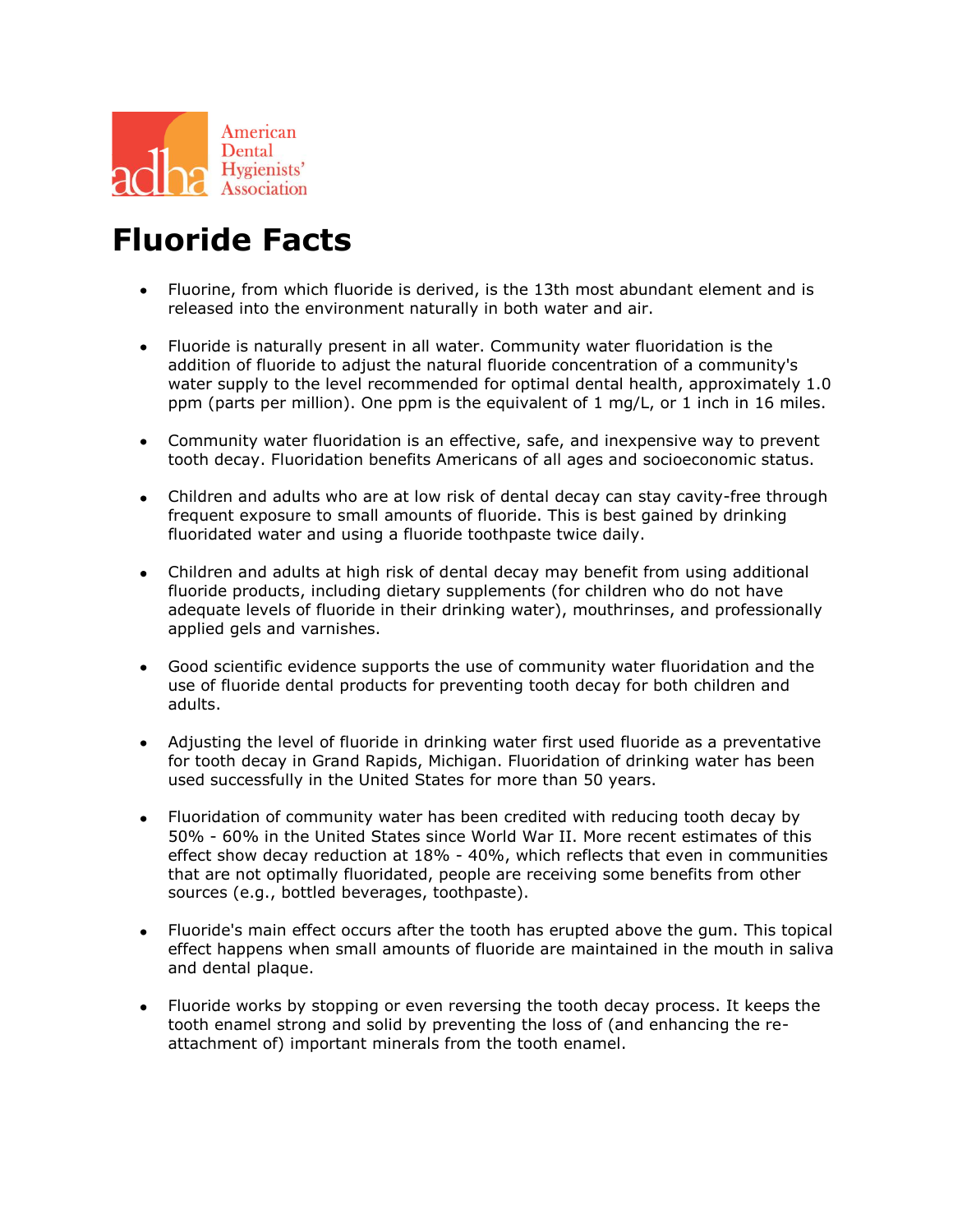American Dental Hygienists' Association

# Fluoride Facts

- Fluorine, from which fluoride is derived, is the 13th most abundant element and is released into the environment naturally in both water and air.

- Fluoride is naturally present in all water. Community water fluoridation is the addition of fluoride to adjust the natural fluoride concentration of a community's water supply to the level recommended for optimal dental health, approximately 1.0 ppm (parts per million). One ppm is the equivalent of 1 mg/L, or 1 inch in 16 miles.

- Community water fluoridation is an effective, safe, and inexpensive way to prevent tooth decay. Fluoridation benefits Americans of all ages and socioeconomic status.

- Children and adults who are at low risk of dental decay can stay cavity-free through frequent exposure to small amounts of fluoride. This is best gained by drinking fluoridated water and using a fluoride toothpaste twice daily.

- Children and adults at high risk of dental decay may benefit from using additional fluoride products, including dietary supplements (for children who do not have adequate levels of fluoride in their drinking water), mouthrinses, and professionally applied gels and varnishes.

- Good scientific evidence supports the use of community water fluoridation and the use of fluoride dental products for preventing tooth decay for both children and adults.

- Adjusting the level of fluoride in drinking water first used fluoride as a preventative for tooth decay in Grand Rapids, Michigan. Fluoridation of drinking water has been used successfully in the United States for more than 50 years.

- Fluoridation of community water has been credited with reducing tooth decay by 50% - 60% in the United States since World War II. More recent estimates of this effect show decay reduction at 18% - 40%, which reflects that even in communities that are not optimally fluoridated, people are receiving some benefits from other sources (e.g., bottled beverages, toothpaste).

- Fluoride's main effect occurs after the tooth has erupted above the gum. This topical effect happens when small amounts of fluoride are maintained in the mouth in saliva and dental plaque.

- Fluoride works by stopping or even reversing the tooth decay process. It keeps the tooth enamel strong and solid by preventing the loss of (and enhancing the re-attachment of) important minerals from the tooth enamel.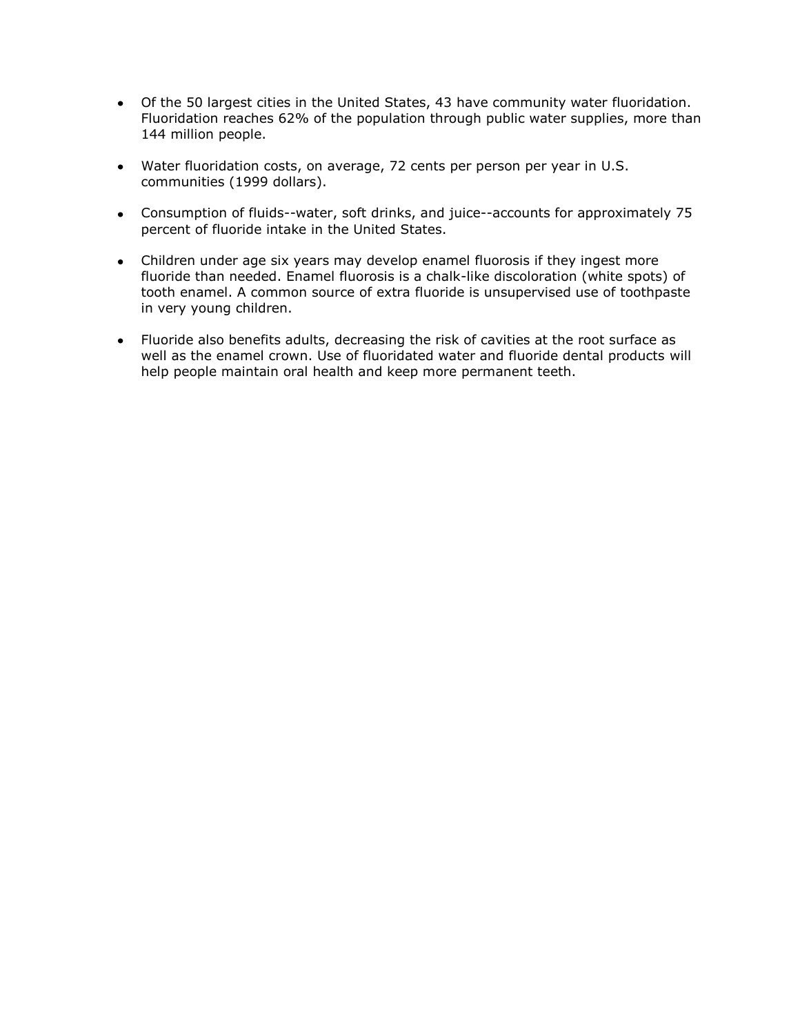- Of the 50 largest cities in the United States, 43 have community water fluoridation. Fluoridation reaches 62% of the population through public water supplies, more than 144 million people.

- Water fluoridation costs, on average, 72 cents per person per year in U.S. communities (1999 dollars).

- Consumption of fluids--water, soft drinks, and juice--accounts for approximately 75 percent of fluoride intake in the United States.

- Children under age six years may develop enamel fluorosis if they ingest more fluoride than needed. Enamel fluorosis is a chalk-like discoloration (white spots) of tooth enamel. A common source of extra fluoride is unsupervised use of toothpaste in very young children.

- Fluoride also benefits adults, decreasing the risk of cavities at the root surface as well as the enamel crown. Use of fluoridated water and fluoride dental products will help people maintain oral health and keep more permanent teeth.